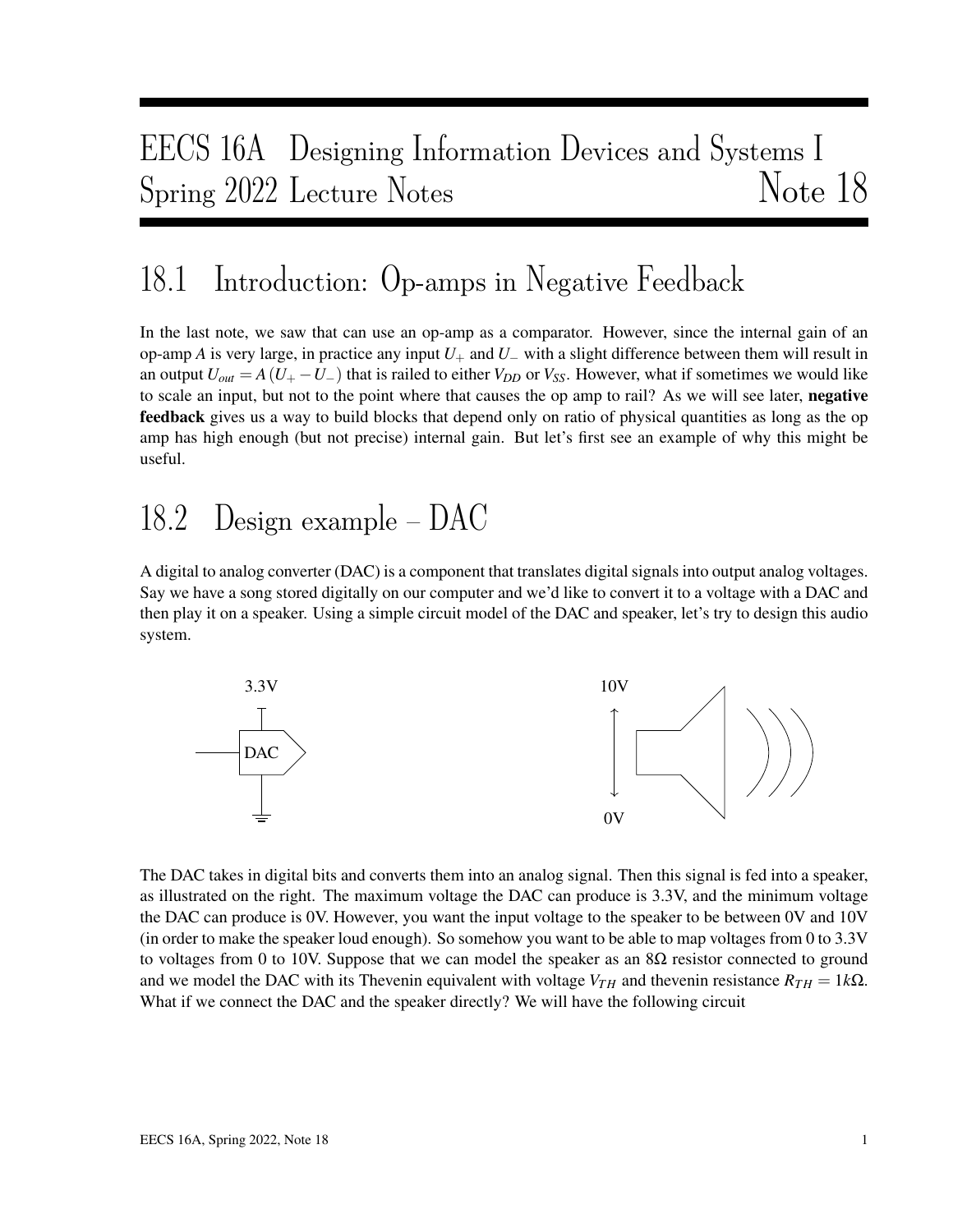# EECS 16A Designing Information Devices and Systems I
# Spring 2022 Lecture Notes — Note 18

## 18.1 Introduction: Op-amps in Negative Feedback

In the last note, we saw that can use an op-amp as a comparator. However, since the internal gain of an op-amp $A$ is very large, in practice any input $U_+$ and $U_-$ with a slight difference between them will result in an output $U_{out} = A(U_+ - U_-)$ that is railed to either $V_{DD}$ or $V_{SS}$. However, what if sometimes we would like to scale an input, but not to the point where that causes the op amp to rail? As we will see later, **negative feedback** gives us a way to build blocks that depend only on ratio of physical quantities as long as the op amp has high enough (but not precise) internal gain. But let's first see an example of why this might be useful.

## 18.2 Design example – DAC

A digital to analog converter (DAC) is a component that translates digital signals into output analog voltages. Say we have a song stored digitally on our computer and we'd like to convert it to a voltage with a DAC and then play it on a speaker. Using a simple circuit model of the DAC and speaker, let's try to design this audio system.

The DAC takes in digital bits and converts them into an analog signal. Then this signal is fed into a speaker, as illustrated on the right. The maximum voltage the DAC can produce is 3.3V, and the minimum voltage the DAC can produce is 0V. However, you want the input voltage to the speaker to be between 0V and 10V (in order to make the speaker loud enough). So somehow you want to be able to map voltages from 0 to 3.3V to voltages from 0 to 10V. Suppose that we can model the speaker as an $8\Omega$ resistor connected to ground and we model the DAC with its Thevenin equivalent with voltage $V_{TH}$ and thevenin resistance $R_{TH} = 1k\Omega$. What if we connect the DAC and the speaker directly? We will have the following circuit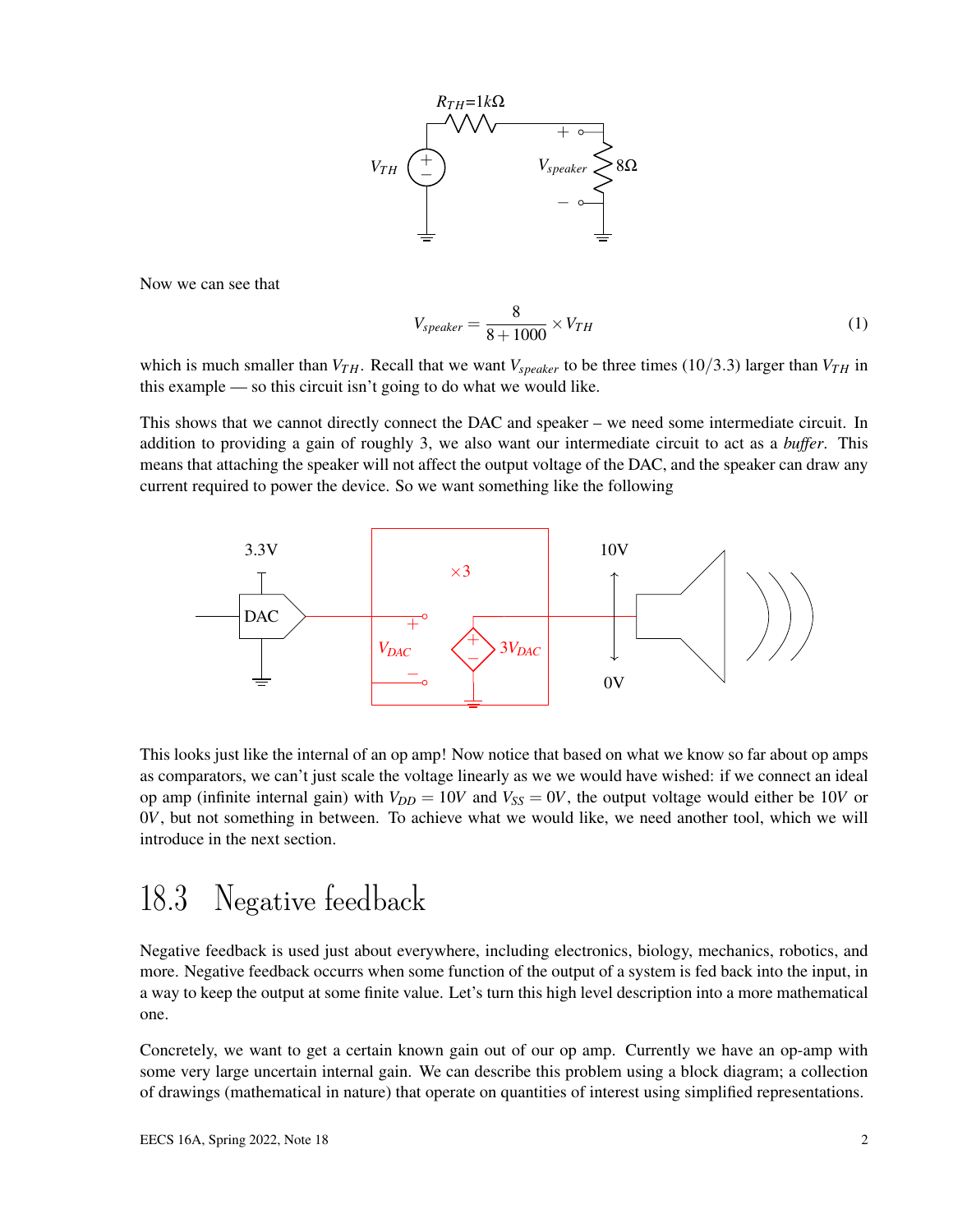Now we can see that

$$V_{speaker} = \frac{8}{8+1000} \times V_{TH} \tag{1}$$

which is much smaller than $V_{TH}$. Recall that we want $V_{speaker}$ to be three times $(10/3.3)$ larger than $V_{TH}$ in this example — so this circuit isn't going to do what we would like.

This shows that we cannot directly connect the DAC and speaker – we need some intermediate circuit. In addition to providing a gain of roughly 3, we also want our intermediate circuit to act as a *buffer*. This means that attaching the speaker will not affect the output voltage of the DAC, and the speaker can draw any current required to power the device. So we want something like the following

This looks just like the internal of an op amp! Now notice that based on what we know so far about op amps as comparators, we can't just scale the voltage linearly as we we would have wished: if we connect an ideal op amp (infinite internal gain) with $V_{DD} = 10V$ and $V_{SS} = 0V$, the output voltage would either be $10V$ or $0V$, but not something in between. To achieve what we would like, we need another tool, which we will introduce in the next section.

## 18.3 Negative feedback

Negative feedback is used just about everywhere, including electronics, biology, mechanics, robotics, and more. Negative feedback occurrs when some function of the output of a system is fed back into the input, in a way to keep the output at some finite value. Let's turn this high level description into a more mathematical one.

Concretely, we want to get a certain known gain out of our op amp. Currently we have an op-amp with some very large uncertain internal gain. We can describe this problem using a block diagram; a collection of drawings (mathematical in nature) that operate on quantities of interest using simplified representations.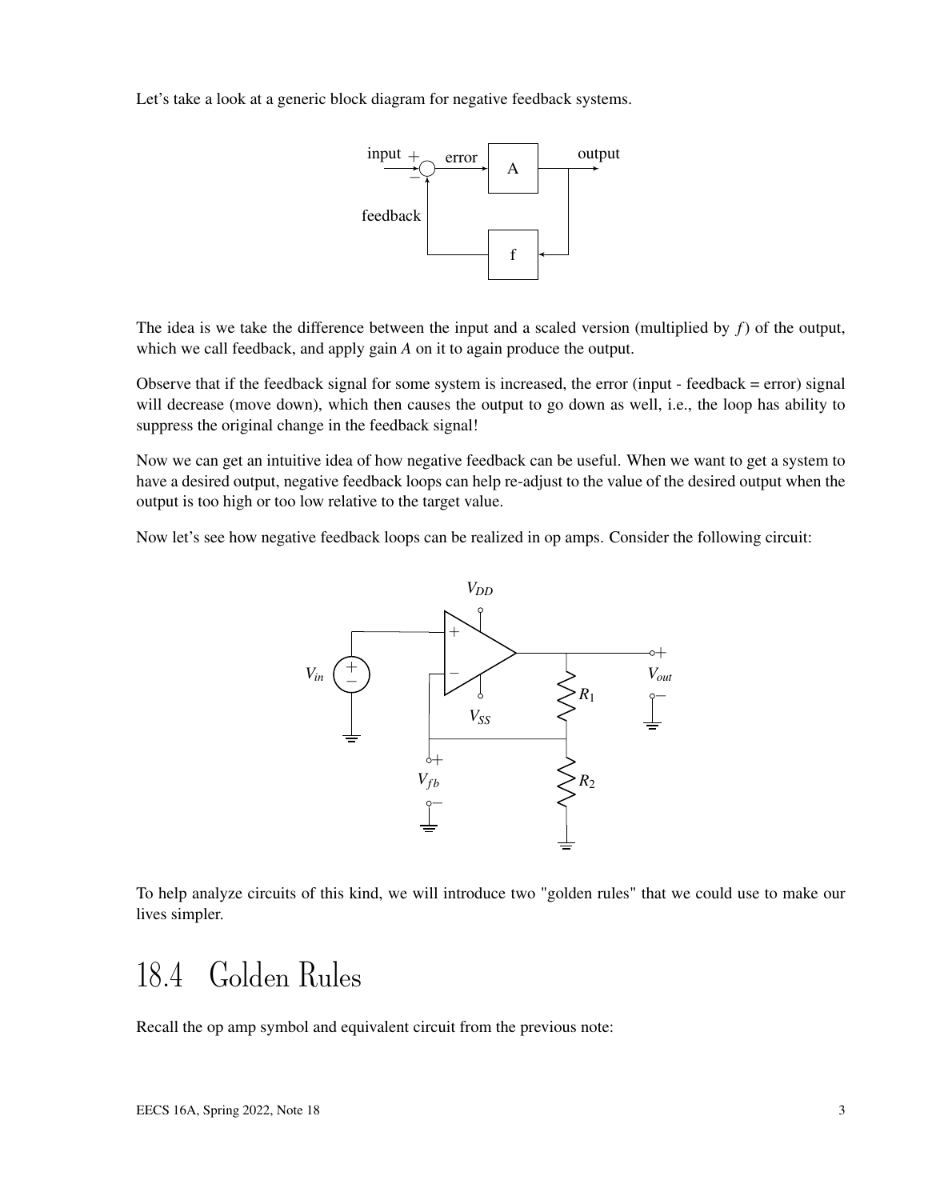Let's take a look at a generic block diagram for negative feedback systems.

The idea is we take the difference between the input and a scaled version (multiplied by $f$) of the output, which we call feedback, and apply gain $A$ on it to again produce the output.

Observe that if the feedback signal for some system is increased, the error (input - feedback = error) signal will decrease (move down), which then causes the output to go down as well, i.e., the loop has ability to suppress the original change in the feedback signal!

Now we can get an intuitive idea of how negative feedback can be useful. When we want to get a system to have a desired output, negative feedback loops can help re-adjust to the value of the desired output when the output is too high or too low relative to the target value.

Now let's see how negative feedback loops can be realized in op amps. Consider the following circuit:

To help analyze circuits of this kind, we will introduce two "golden rules" that we could use to make our lives simpler.

# 18.4 Golden Rules

Recall the op amp symbol and equivalent circuit from the previous note: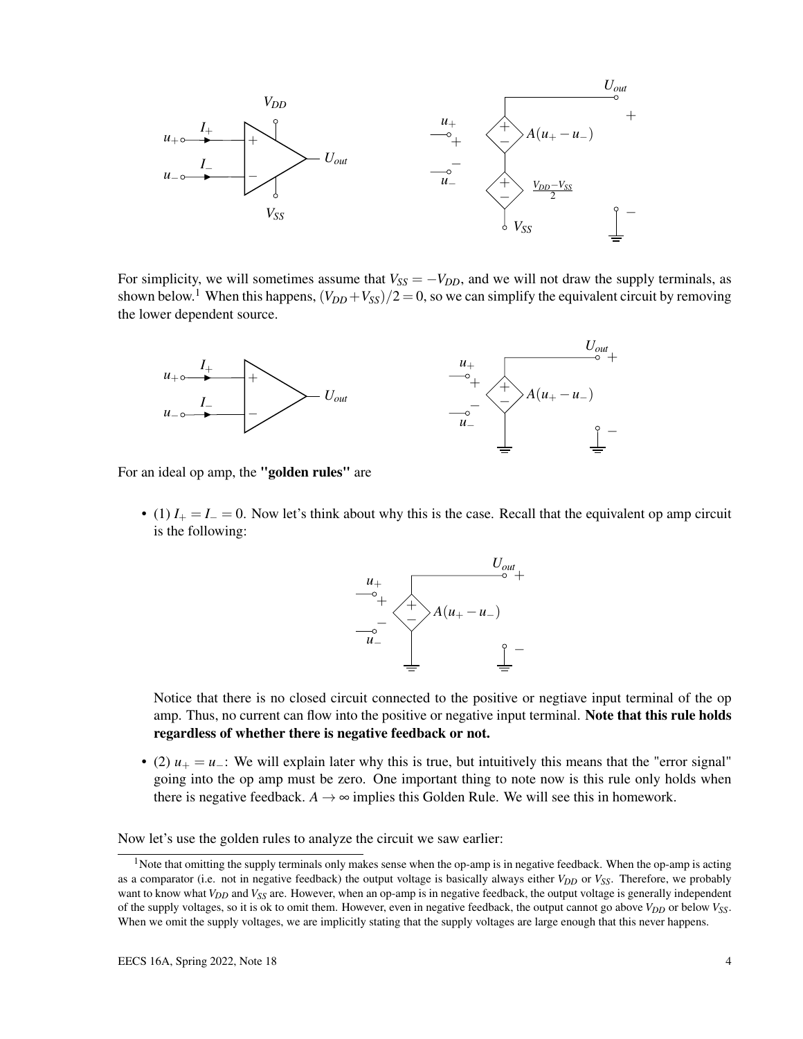For simplicity, we will sometimes assume that $V_{SS} = -V_{DD}$, and we will not draw the supply terminals, as shown below.[1] When this happens, $(V_{DD}+V_{SS})/2 = 0$, so we can simplify the equivalent circuit by removing the lower dependent source.

For an ideal op amp, the **"golden rules"** are

- (1) $I_+ = I_- = 0$. Now let's think about why this is the case. Recall that the equivalent op amp circuit is the following:

  Notice that there is no closed circuit connected to the positive or negtiave input terminal of the op amp. Thus, no current can flow into the positive or negative input terminal. **Note that this rule holds regardless of whether there is negative feedback or not.**

- (2) $u_+ = u_-$: We will explain later why this is true, but intuitively this means that the "error signal" going into the op amp must be zero. One important thing to note now is this rule only holds when there is negative feedback. $A \to \infty$ implies this Golden Rule. We will see this in homework.

Now let's use the golden rules to analyze the circuit we saw earlier:

[1] Note that omitting the supply terminals only makes sense when the op-amp is in negative feedback. When the op-amp is acting as a comparator (i.e. not in negative feedback) the output voltage is basically always either $V_{DD}$ or $V_{SS}$. Therefore, we probably want to know what $V_{DD}$ and $V_{SS}$ are. However, when an op-amp is in negative feedback, the output voltage is generally independent of the supply voltages, so it is ok to omit them. However, even in negative feedback, the output cannot go above $V_{DD}$ or below $V_{SS}$. When we omit the supply voltages, we are implicitly stating that the supply voltages are large enough that this never happens.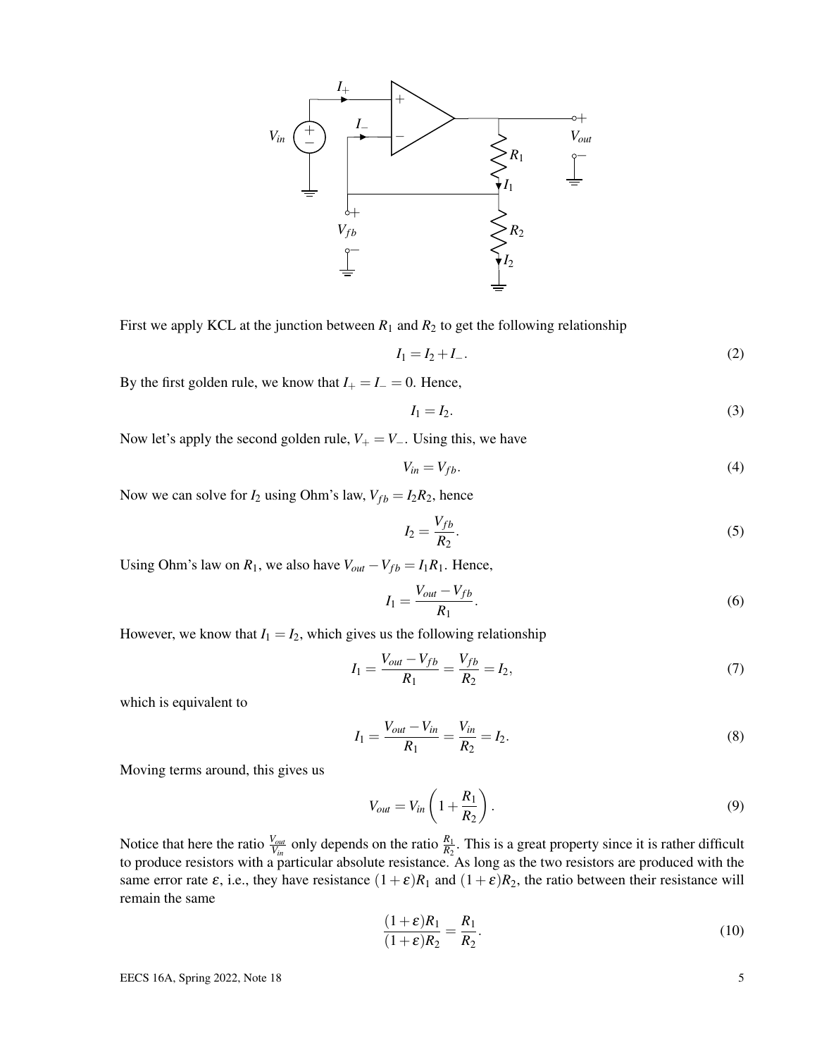First we apply KCL at the junction between $R_1$ and $R_2$ to get the following relationship

$$I_1 = I_2 + I_-. \tag{2}$$

By the first golden rule, we know that $I_+ = I_- = 0$. Hence,

$$I_1 = I_2. \tag{3}$$

Now let's apply the second golden rule, $V_+ = V_-$. Using this, we have

$$V_{in} = V_{fb}. \tag{4}$$

Now we can solve for $I_2$ using Ohm's law, $V_{fb} = I_2 R_2$, hence

$$I_2 = \frac{V_{fb}}{R_2}. \tag{5}$$

Using Ohm's law on $R_1$, we also have $V_{out} - V_{fb} = I_1 R_1$. Hence,

$$I_1 = \frac{V_{out} - V_{fb}}{R_1}. \tag{6}$$

However, we know that $I_1 = I_2$, which gives us the following relationship

$$I_1 = \frac{V_{out} - V_{fb}}{R_1} = \frac{V_{fb}}{R_2} = I_2, \tag{7}$$

which is equivalent to

$$I_1 = \frac{V_{out} - V_{in}}{R_1} = \frac{V_{in}}{R_2} = I_2. \tag{8}$$

Moving terms around, this gives us

$$V_{out} = V_{in}\left(1 + \frac{R_1}{R_2}\right). \tag{9}$$

Notice that here the ratio $\frac{V_{out}}{V_{in}}$ only depends on the ratio $\frac{R_1}{R_2}$. This is a great property since it is rather difficult to produce resistors with a particular absolute resistance. As long as the two resistors are produced with the same error rate $\varepsilon$, i.e., they have resistance $(1+\varepsilon)R_1$ and $(1+\varepsilon)R_2$, the ratio between their resistance will remain the same

$$\frac{(1+\varepsilon)R_1}{(1+\varepsilon)R_2} = \frac{R_1}{R_2}. \tag{10}$$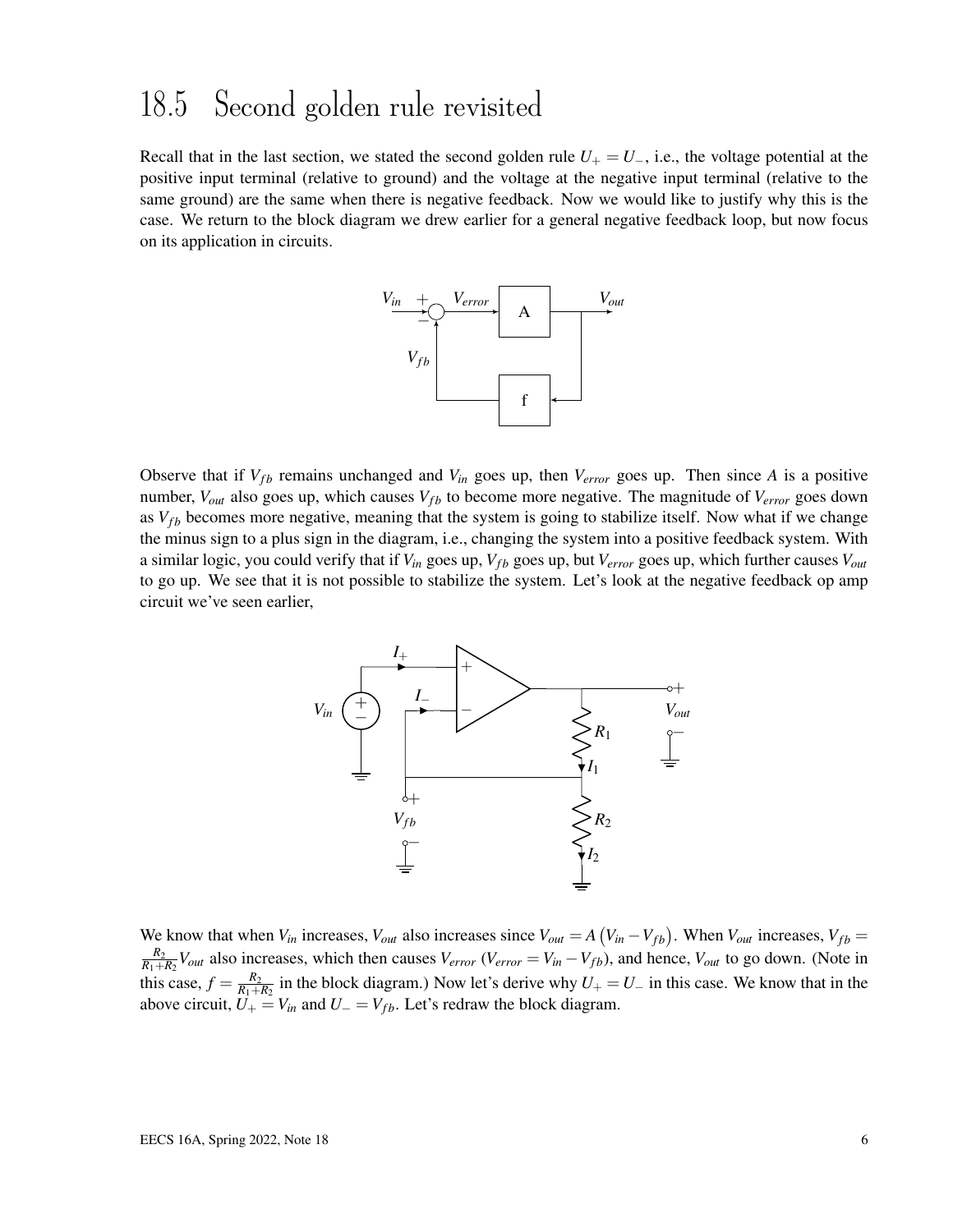## 18.5 Second golden rule revisited

Recall that in the last section, we stated the second golden rule $U_+ = U_-$, i.e., the voltage potential at the positive input terminal (relative to ground) and the voltage at the negative input terminal (relative to the same ground) are the same when there is negative feedback. Now we would like to justify why this is the case. We return to the block diagram we drew earlier for a general negative feedback loop, but now focus on its application in circuits.

Observe that if $V_{fb}$ remains unchanged and $V_{in}$ goes up, then $V_{error}$ goes up. Then since $A$ is a positive number, $V_{out}$ also goes up, which causes $V_{fb}$ to become more negative. The magnitude of $V_{error}$ goes down as $V_{fb}$ becomes more negative, meaning that the system is going to stabilize itself. Now what if we change the minus sign to a plus sign in the diagram, i.e., changing the system into a positive feedback system. With a similar logic, you could verify that if $V_{in}$ goes up, $V_{fb}$ goes up, but $V_{error}$ goes up, which further causes $V_{out}$ to go up. We see that it is not possible to stabilize the system. Let's look at the negative feedback op amp circuit we've seen earlier,

We know that when $V_{in}$ increases, $V_{out}$ also increases since $V_{out} = A\left(V_{in} - V_{fb}\right)$. When $V_{out}$ increases, $V_{fb} = \frac{R_2}{R_1+R_2}V_{out}$ also increases, which then causes $V_{error}$ ($V_{error} = V_{in} - V_{fb}$), and hence, $V_{out}$ to go down. (Note in this case, $f = \frac{R_2}{R_1+R_2}$ in the block diagram.) Now let's derive why $U_+ = U_-$ in this case. We know that in the above circuit, $U_+ = V_{in}$ and $U_- = V_{fb}$. Let's redraw the block diagram.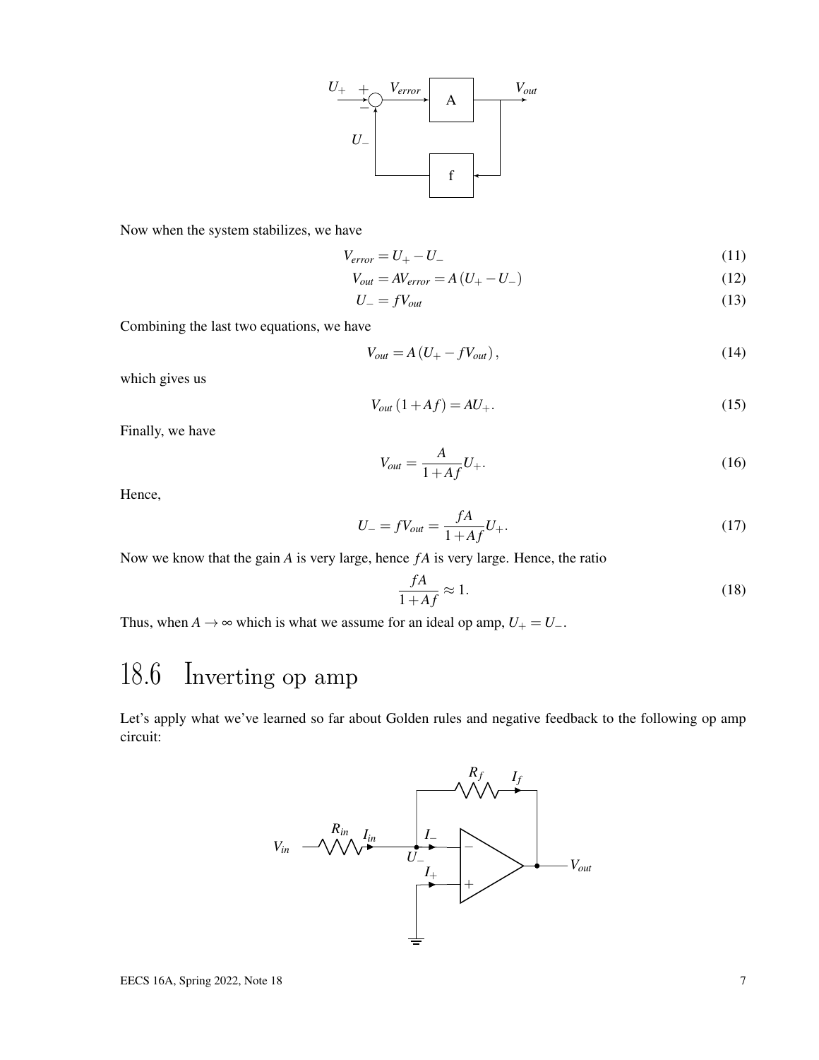Now when the system stabilizes, we have

$$V_{error} = U_+ - U_- \tag{11}$$

$$V_{out} = AV_{error} = A(U_+ - U_-) \tag{12}$$

$$U_- = fV_{out} \tag{13}$$

Combining the last two equations, we have

$$V_{out} = A(U_+ - fV_{out}), \tag{14}$$

which gives us

$$V_{out}(1 + Af) = AU_+. \tag{15}$$

Finally, we have

$$V_{out} = \frac{A}{1 + Af} U_+. \tag{16}$$

Hence,

$$U_- = fV_{out} = \frac{fA}{1 + Af} U_+. \tag{17}$$

Now we know that the gain $A$ is very large, hence $fA$ is very large. Hence, the ratio

$$\frac{fA}{1 + Af} \approx 1. \tag{18}$$

Thus, when $A \to \infty$ which is what we assume for an ideal op amp, $U_+ = U_-$.

## 18.6 Inverting op amp

Let's apply what we've learned so far about Golden rules and negative feedback to the following op amp circuit: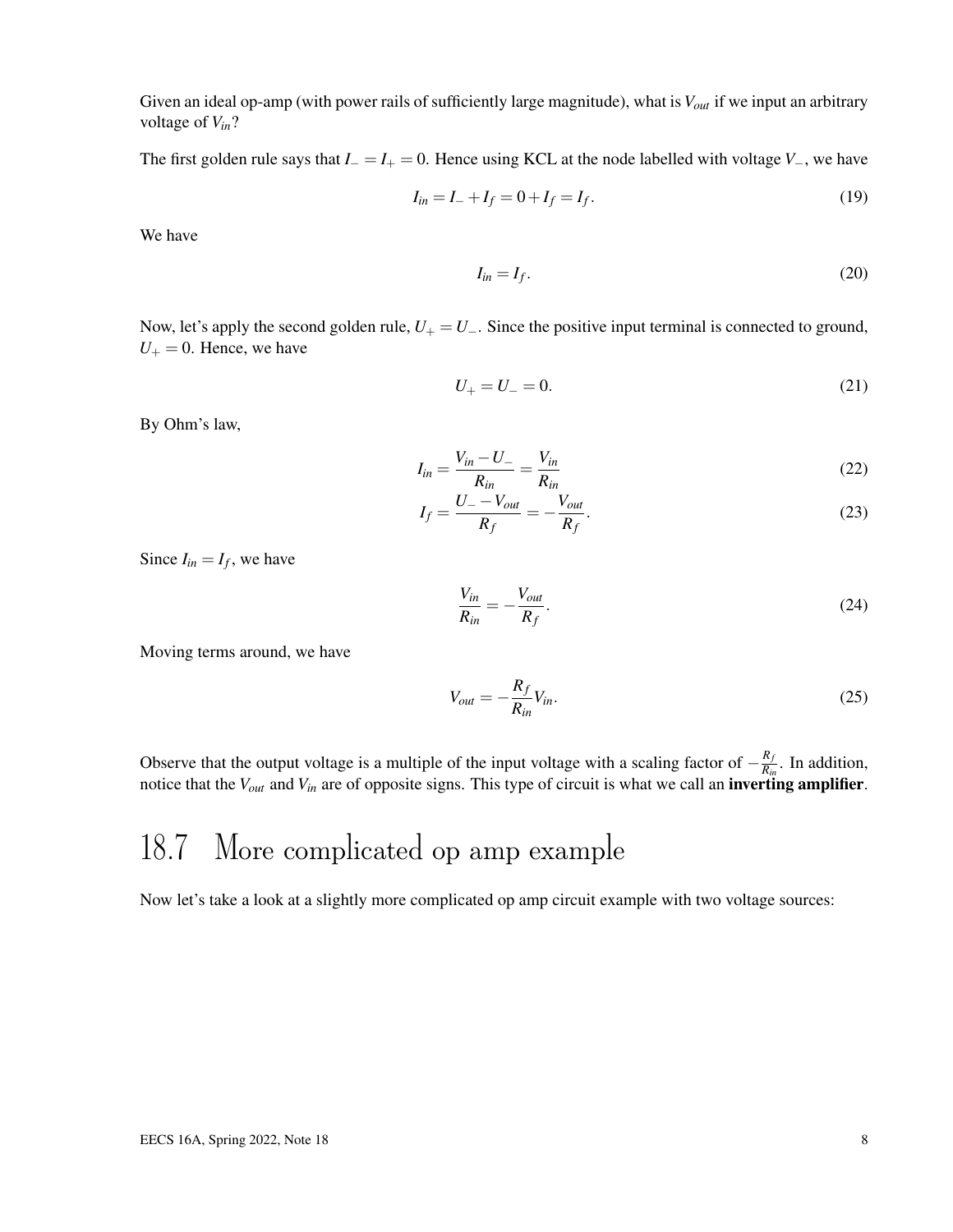Given an ideal op-amp (with power rails of sufficiently large magnitude), what is $V_{out}$ if we input an arbitrary voltage of $V_{in}$?

The first golden rule says that $I_- = I_+ = 0$. Hence using KCL at the node labelled with voltage $V_-$, we have

$$I_{in} = I_- + I_f = 0 + I_f = I_f. \tag{19}$$

We have

$$I_{in} = I_f. \tag{20}$$

Now, let's apply the second golden rule, $U_+ = U_-$. Since the positive input terminal is connected to ground, $U_+ = 0$. Hence, we have

$$U_+ = U_- = 0. \tag{21}$$

By Ohm's law,

$$I_{in} = \frac{V_{in} - U_-}{R_{in}} = \frac{V_{in}}{R_{in}} \tag{22}$$

$$I_f = \frac{U_- - V_{out}}{R_f} = -\frac{V_{out}}{R_f}. \tag{23}$$

Since $I_{in} = I_f$, we have

$$\frac{V_{in}}{R_{in}} = -\frac{V_{out}}{R_f}. \tag{24}$$

Moving terms around, we have

$$V_{out} = -\frac{R_f}{R_{in}} V_{in}. \tag{25}$$

Observe that the output voltage is a multiple of the input voltage with a scaling factor of $-\frac{R_f}{R_{in}}$. In addition, notice that the $V_{out}$ and $V_{in}$ are of opposite signs. This type of circuit is what we call an **inverting amplifier**.

## 18.7 More complicated op amp example

Now let's take a look at a slightly more complicated op amp circuit example with two voltage sources: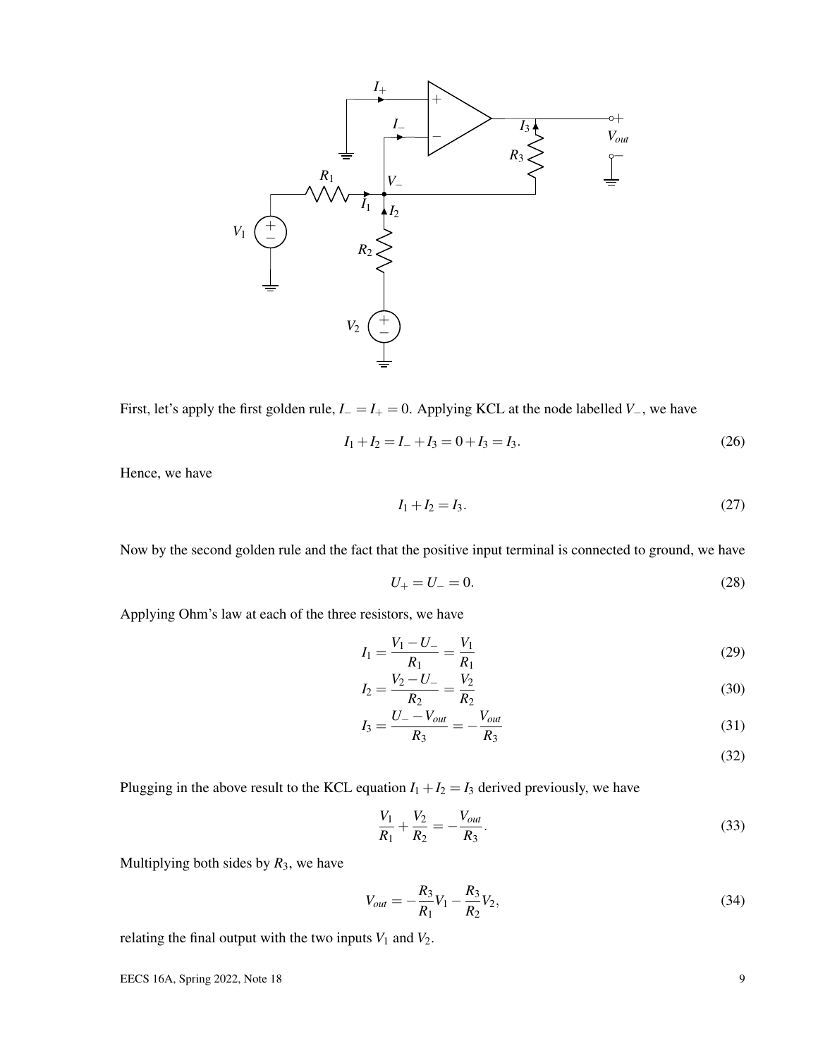First, let's apply the first golden rule, $I_- = I_+ = 0$. Applying KCL at the node labelled $V_-$, we have

$$I_1 + I_2 = I_- + I_3 = 0 + I_3 = I_3. \tag{26}$$

Hence, we have

$$I_1 + I_2 = I_3. \tag{27}$$

Now by the second golden rule and the fact that the positive input terminal is connected to ground, we have

$$U_+ = U_- = 0. \tag{28}$$

Applying Ohm's law at each of the three resistors, we have

$$I_1 = \frac{V_1 - U_-}{R_1} = \frac{V_1}{R_1} \tag{29}$$

$$I_2 = \frac{V_2 - U_-}{R_2} = \frac{V_2}{R_2} \tag{30}$$

$$I_3 = \frac{U_- - V_{out}}{R_3} = -\frac{V_{out}}{R_3} \tag{31}$$

$$\tag{32}$$

Plugging in the above result to the KCL equation $I_1 + I_2 = I_3$ derived previously, we have

$$\frac{V_1}{R_1} + \frac{V_2}{R_2} = -\frac{V_{out}}{R_3}. \tag{33}$$

Multiplying both sides by $R_3$, we have

$$V_{out} = -\frac{R_3}{R_1}V_1 - \frac{R_3}{R_2}V_2, \tag{34}$$

relating the final output with the two inputs $V_1$ and $V_2$.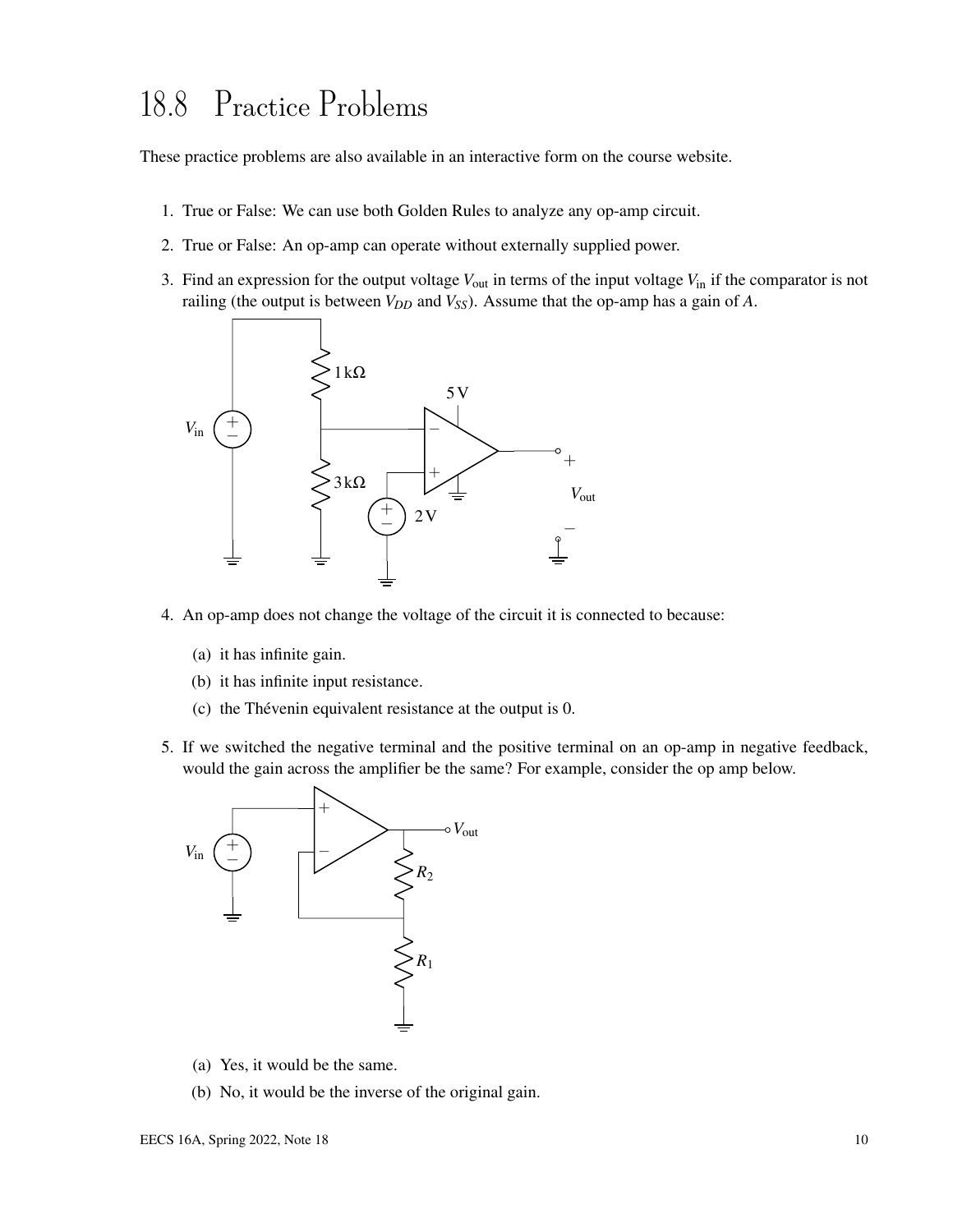## 18.8 Practice Problems

These practice problems are also available in an interactive form on the course website.

1. True or False: We can use both Golden Rules to analyze any op-amp circuit.

2. True or False: An op-amp can operate without externally supplied power.

3. Find an expression for the output voltage $V_{\text{out}}$ in terms of the input voltage $V_{\text{in}}$ if the comparator is not railing (the output is between $V_{DD}$ and $V_{SS}$). Assume that the op-amp has a gain of $A$.

4. An op-amp does not change the voltage of the circuit it is connected to because:

   (a) it has infinite gain.

   (b) it has infinite input resistance.

   (c) the Thévenin equivalent resistance at the output is 0.

5. If we switched the negative terminal and the positive terminal on an op-amp in negative feedback, would the gain across the amplifier be the same? For example, consider the op amp below.

   (a) Yes, it would be the same.

   (b) No, it would be the inverse of the original gain.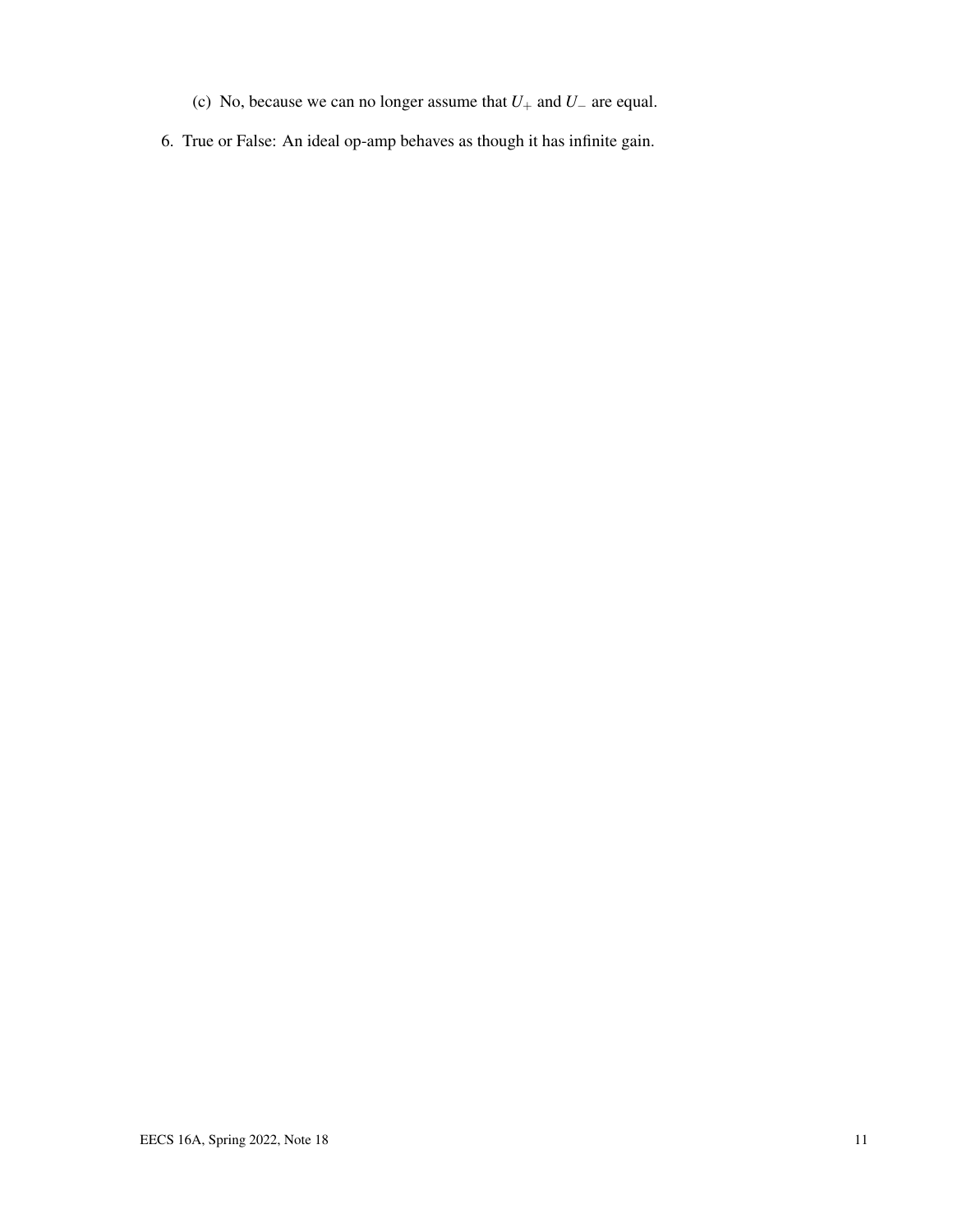(c) No, because we can no longer assume that $U_+$ and $U_-$ are equal.

6. True or False: An ideal op-amp behaves as though it has infinite gain.